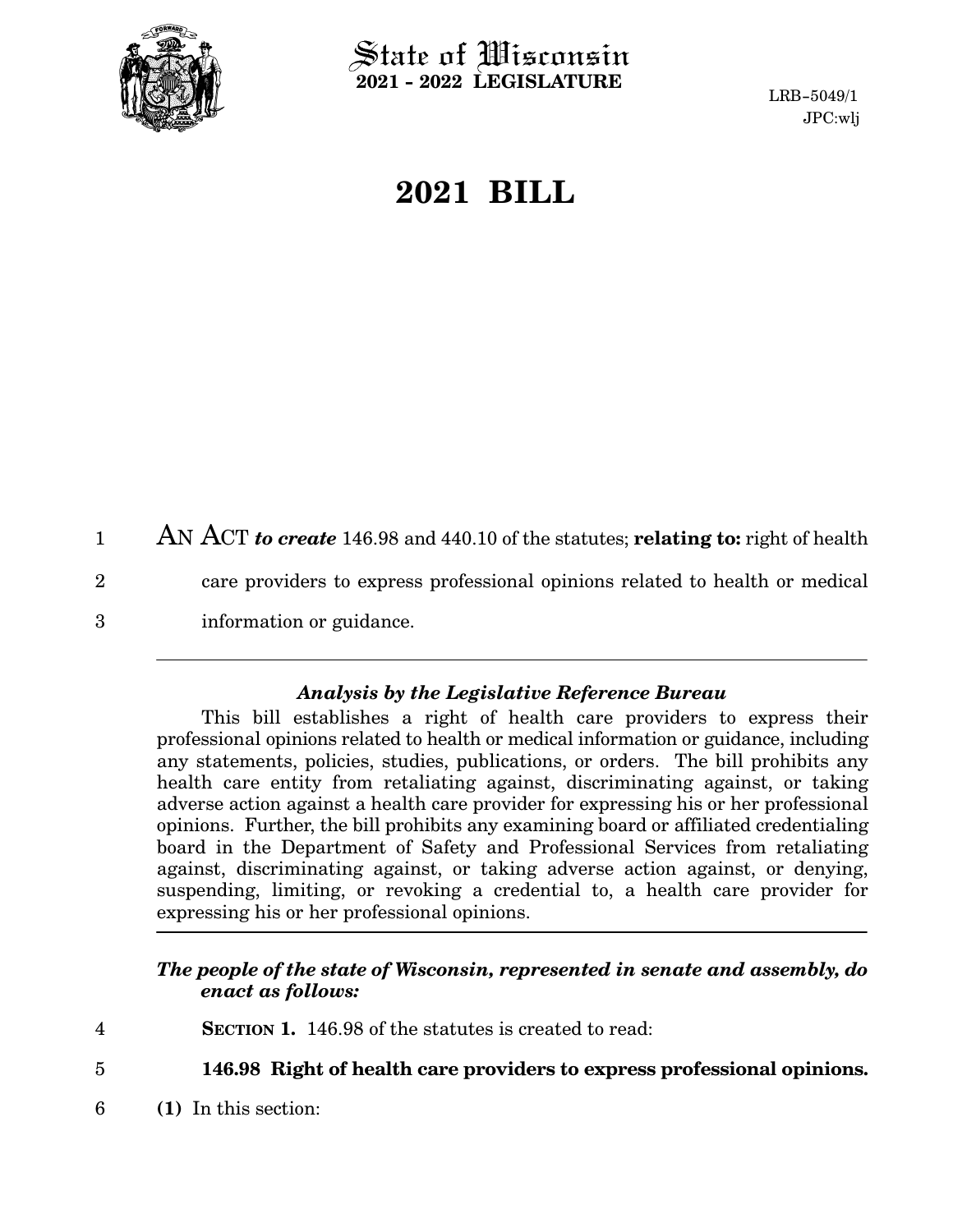State of Wisconsin
**2021 - 2022 LEGISLATURE**

LRB-5049/1
JPC:wlj

# 2021 BILL

AN ACT ***to create*** 146.98 and 440.10 of the statutes; **relating to:** right of health care providers to express professional opinions related to health or medical information or guidance.

### *Analysis by the Legislative Reference Bureau*

This bill establishes a right of health care providers to express their professional opinions related to health or medical information or guidance, including any statements, policies, studies, publications, or orders. The bill prohibits any health care entity from retaliating against, discriminating against, or taking adverse action against a health care provider for expressing his or her professional opinions. Further, the bill prohibits any examining board or affiliated credentialing board in the Department of Safety and Professional Services from retaliating against, discriminating against, or taking adverse action against, or denying, suspending, limiting, or revoking a credential to, a health care provider for expressing his or her professional opinions.

***The people of the state of Wisconsin, represented in senate and assembly, do enact as follows:***

**SECTION 1.** 146.98 of the statutes is created to read:

**146.98 Right of health care providers to express professional opinions.**

**(1)** In this section: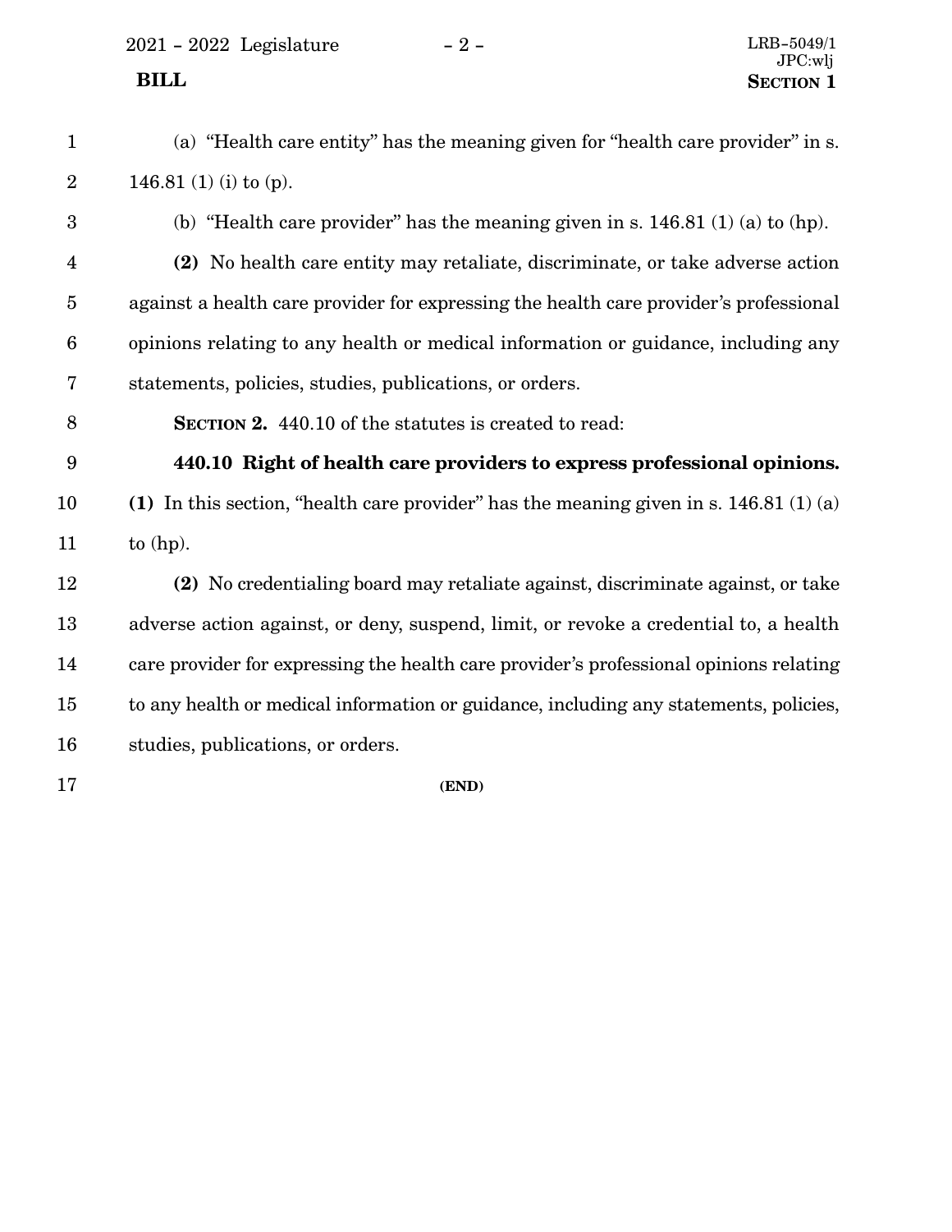(a) "Health care entity" has the meaning given for "health care provider" in s. 146.81 (1) (i) to (p).

(b) "Health care provider" has the meaning given in s. 146.81 (1) (a) to (hp).

**(2)** No health care entity may retaliate, discriminate, or take adverse action against a health care provider for expressing the health care provider's professional opinions relating to any health or medical information or guidance, including any statements, policies, studies, publications, or orders.

**SECTION 2.** 440.10 of the statutes is created to read:

**440.10 Right of health care providers to express professional opinions.** **(1)** In this section, "health care provider" has the meaning given in s. 146.81 (1) (a) to (hp).

**(2)** No credentialing board may retaliate against, discriminate against, or take adverse action against, or deny, suspend, limit, or revoke a credential to, a health care provider for expressing the health care provider's professional opinions relating to any health or medical information or guidance, including any statements, policies, studies, publications, or orders.

**(END)**